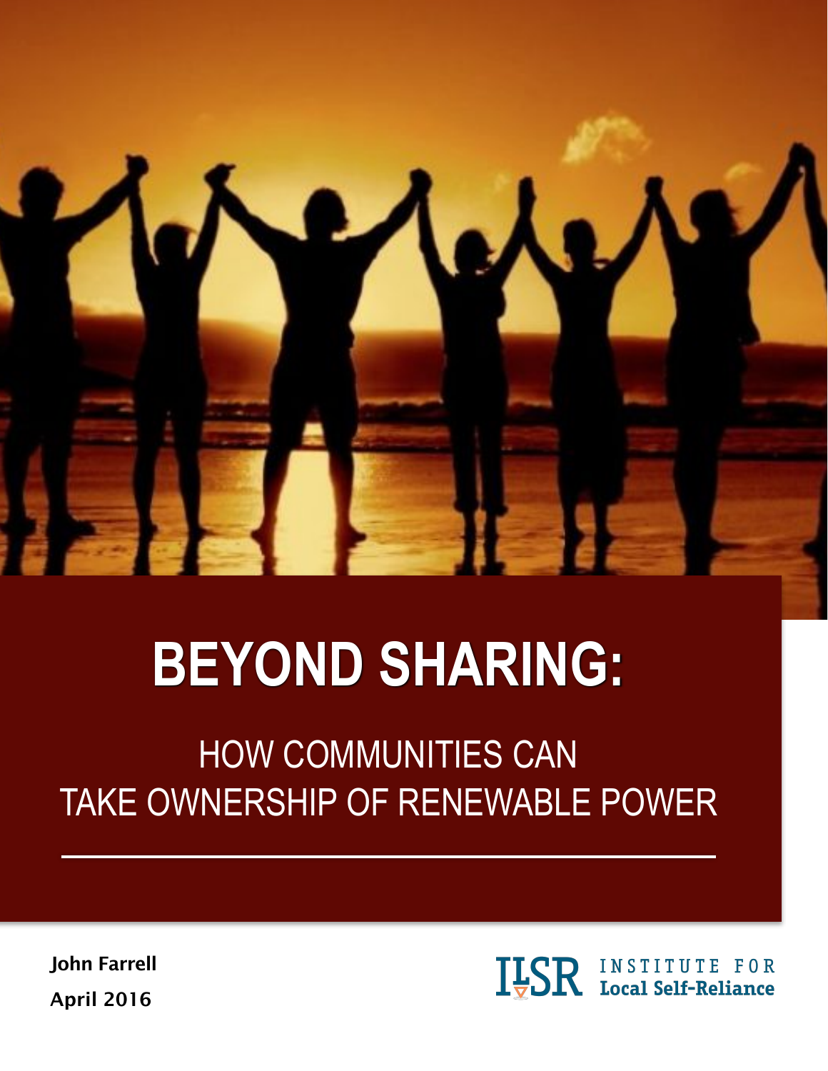# BEYOND SHARING:

## HOW COMMUNITIES CAN TAKE OWNERSHIP OF RENEWABLE POWER

**John Farrell**

**April 2016**

ILSR INSTITUTE FOR Local Self-Reliance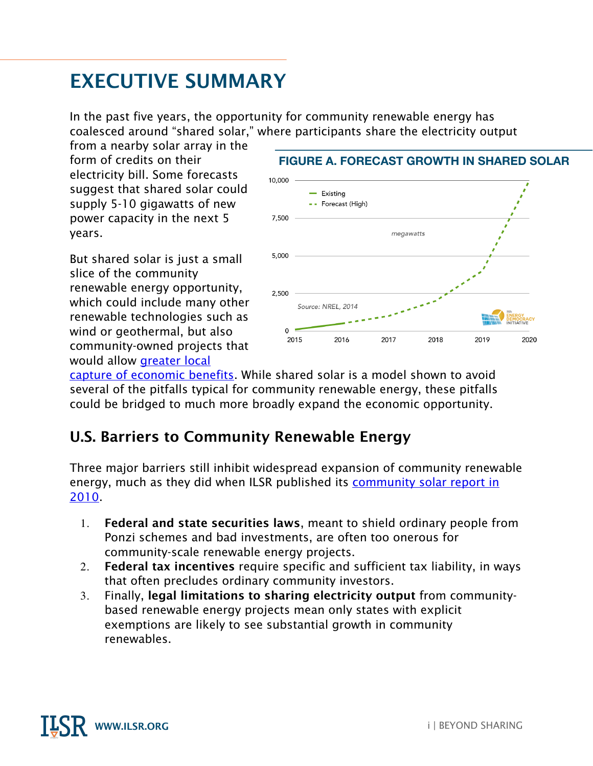# EXECUTIVE SUMMARY

In the past five years, the opportunity for community renewable energy has coalesced around "shared solar," where participants share the electricity output from a nearby solar array in the form of credits on their electricity bill. Some forecasts suggest that shared solar could supply 5-10 gigawatts of new power capacity in the next 5 years.

FIGURE A. FORECAST GROWTH IN SHARED SOLAR

But shared solar is just a small slice of the community renewable energy opportunity, which could include many other renewable technologies such as wind or geothermal, but also community-owned projects that would allow greater local capture of economic benefits. While shared solar is a model shown to avoid several of the pitfalls typical for community renewable energy, these pitfalls could be bridged to much more broadly expand the economic opportunity.

## U.S. Barriers to Community Renewable Energy

Three major barriers still inhibit widespread expansion of community renewable energy, much as they did when ILSR published its community solar report in 2010.

1. **Federal and state securities laws**, meant to shield ordinary people from Ponzi schemes and bad investments, are often too onerous for community-scale renewable energy projects.
2. **Federal tax incentives** require specific and sufficient tax liability, in ways that often precludes ordinary community investors.
3. Finally, **legal limitations to sharing electricity output** from community-based renewable energy projects mean only states with explicit exemptions are likely to see substantial growth in community renewables.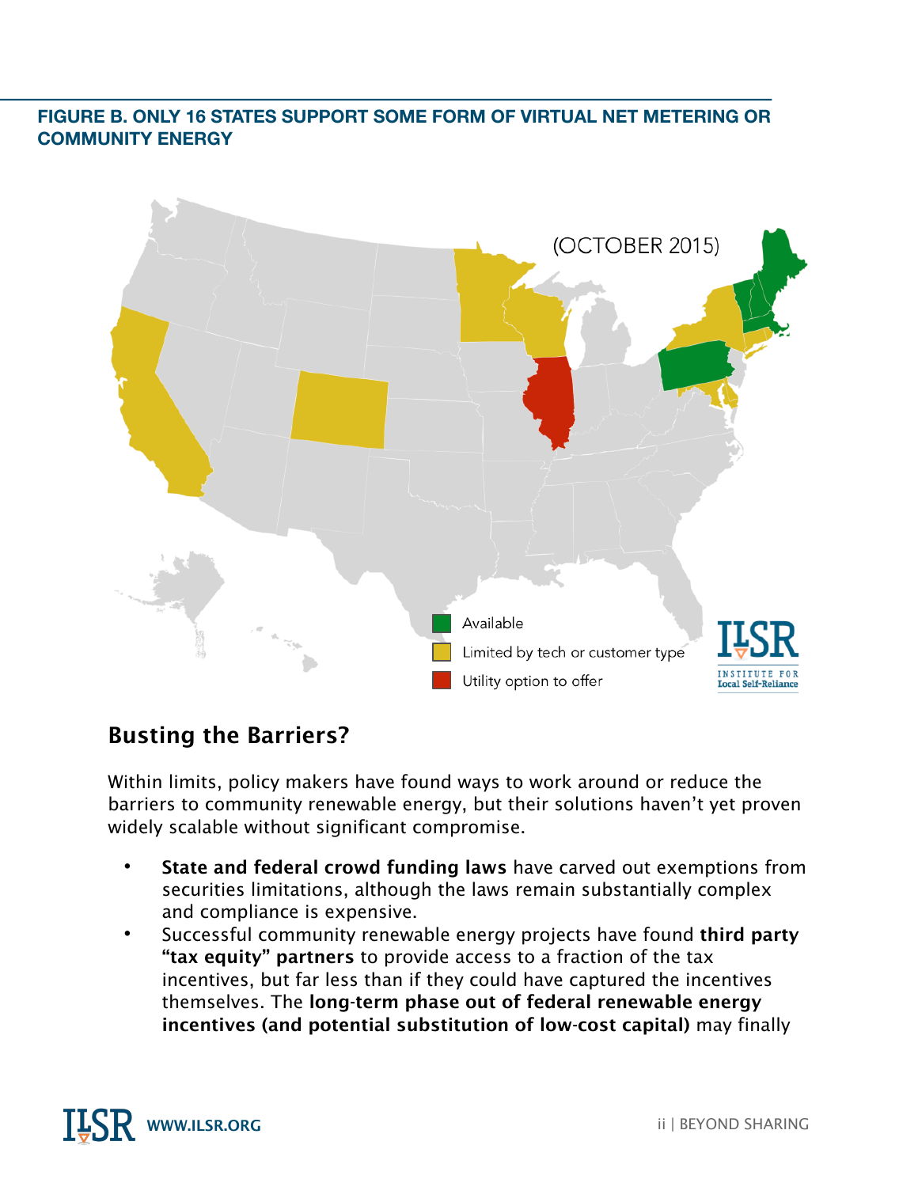**FIGURE B. ONLY 16 STATES SUPPORT SOME FORM OF VIRTUAL NET METERING OR COMMUNITY ENERGY**

(OCTOBER 2015)

- Available
- Limited by tech or customer type
- Utility option to offer

## Busting the Barriers?

Within limits, policy makers have found ways to work around or reduce the barriers to community renewable energy, but their solutions haven't yet proven widely scalable without significant compromise.

- **State and federal crowd funding laws** have carved out exemptions from securities limitations, although the laws remain substantially complex and compliance is expensive.
- Successful community renewable energy projects have found **third party "tax equity" partners** to provide access to a fraction of the tax incentives, but far less than if they could have captured the incentives themselves. The **long-term phase out of federal renewable energy incentives (and potential substitution of low-cost capital)** may finally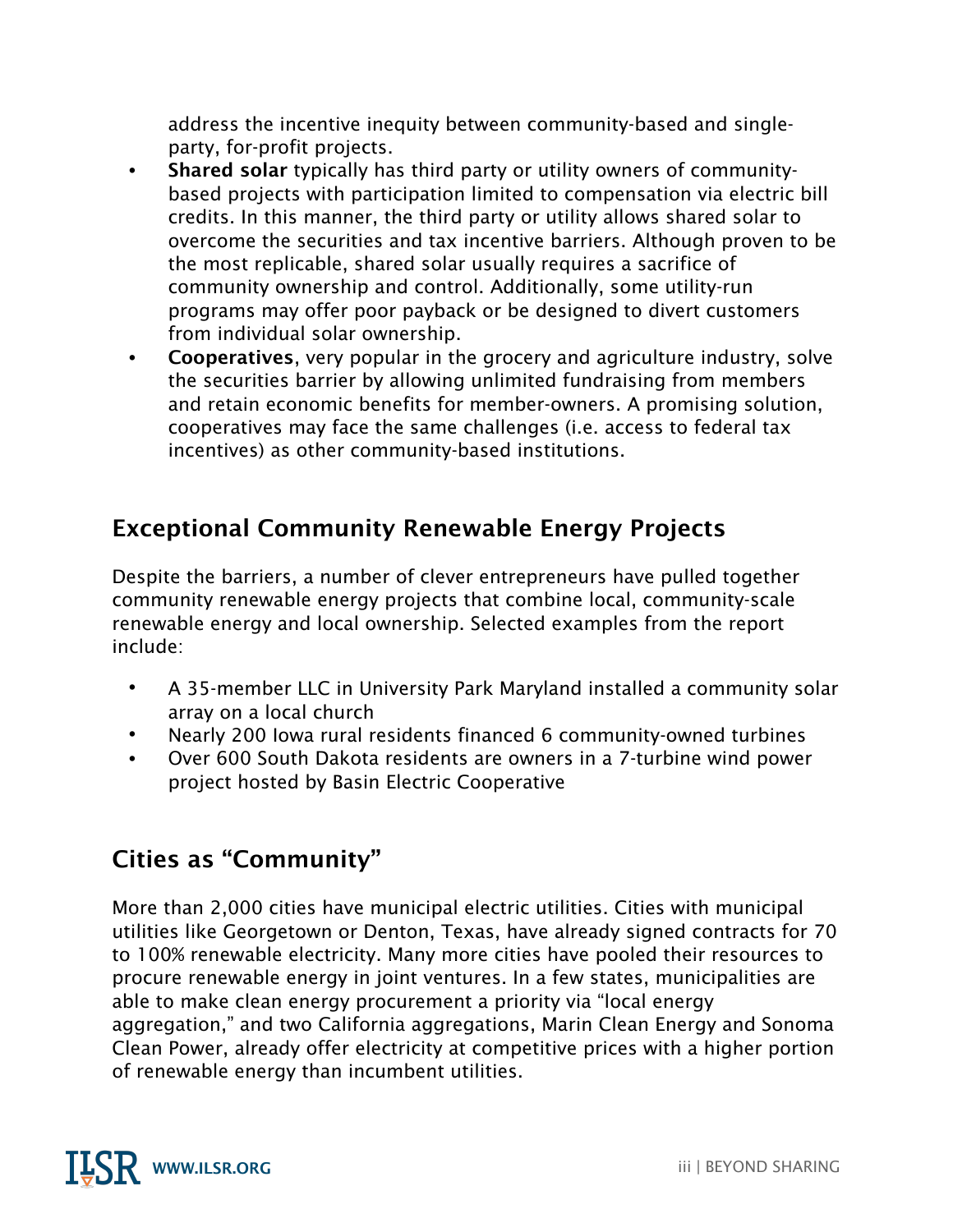address the incentive inequity between community-based and single-party, for-profit projects.

- **Shared solar** typically has third party or utility owners of community-based projects with participation limited to compensation via electric bill credits. In this manner, the third party or utility allows shared solar to overcome the securities and tax incentive barriers. Although proven to be the most replicable, shared solar usually requires a sacrifice of community ownership and control. Additionally, some utility-run programs may offer poor payback or be designed to divert customers from individual solar ownership.
- **Cooperatives**, very popular in the grocery and agriculture industry, solve the securities barrier by allowing unlimited fundraising from members and retain economic benefits for member-owners. A promising solution, cooperatives may face the same challenges (i.e. access to federal tax incentives) as other community-based institutions.

## Exceptional Community Renewable Energy Projects

Despite the barriers, a number of clever entrepreneurs have pulled together community renewable energy projects that combine local, community-scale renewable energy and local ownership. Selected examples from the report include:

- A 35-member LLC in University Park Maryland installed a community solar array on a local church
- Nearly 200 Iowa rural residents financed 6 community-owned turbines
- Over 600 South Dakota residents are owners in a 7-turbine wind power project hosted by Basin Electric Cooperative

## Cities as "Community"

More than 2,000 cities have municipal electric utilities. Cities with municipal utilities like Georgetown or Denton, Texas, have already signed contracts for 70 to 100% renewable electricity. Many more cities have pooled their resources to procure renewable energy in joint ventures. In a few states, municipalities are able to make clean energy procurement a priority via "local energy aggregation," and two California aggregations, Marin Clean Energy and Sonoma Clean Power, already offer electricity at competitive prices with a higher portion of renewable energy than incumbent utilities.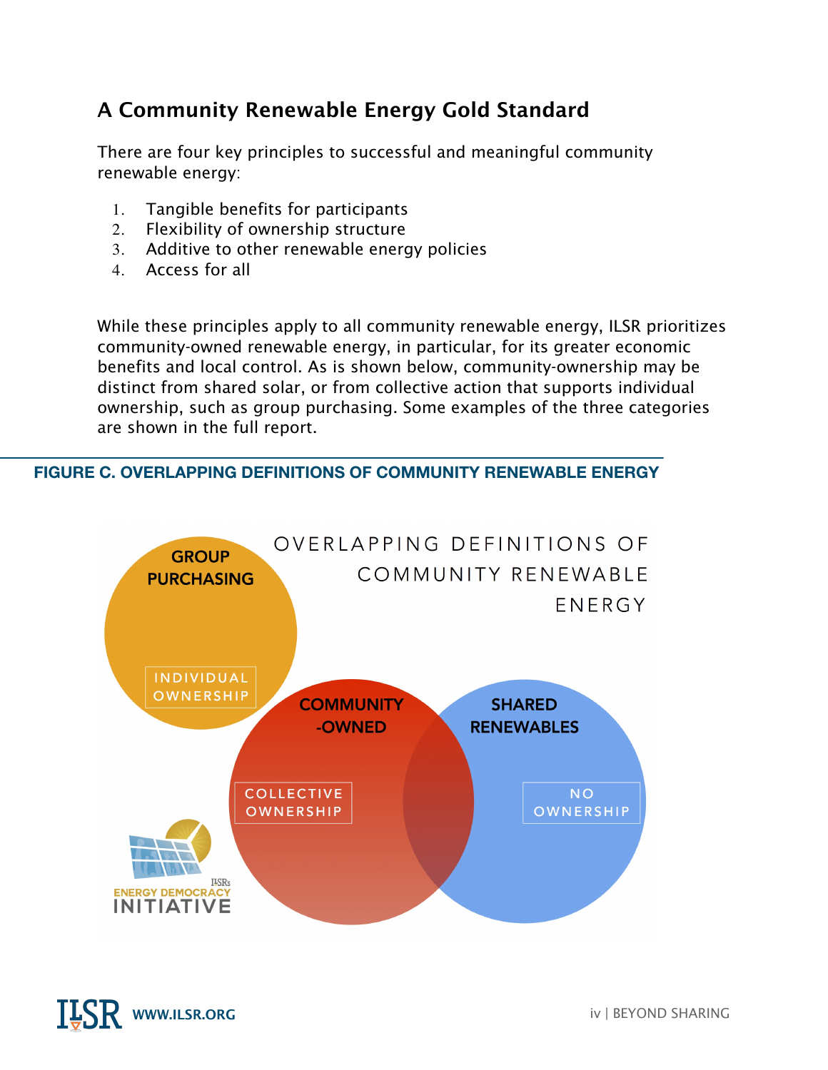## A Community Renewable Energy Gold Standard

There are four key principles to successful and meaningful community renewable energy:

1. Tangible benefits for participants
2. Flexibility of ownership structure
3. Additive to other renewable energy policies
4. Access for all

While these principles apply to all community renewable energy, ILSR prioritizes community-owned renewable energy, in particular, for its greater economic benefits and local control. As is shown below, community-ownership may be distinct from shared solar, or from collective action that supports individual ownership, such as group purchasing. Some examples of the three categories are shown in the full report.

**FIGURE C. OVERLAPPING DEFINITIONS OF COMMUNITY RENEWABLE ENERGY**

OVERLAPPING DEFINITIONS OF COMMUNITY RENEWABLE ENERGY

GROUP PURCHASING — INDIVIDUAL OWNERSHIP

COMMUNITY-OWNED — COLLECTIVE OWNERSHIP

SHARED RENEWABLES — NO OWNERSHIP

ILSR's ENERGY DEMOCRACY INITIATIVE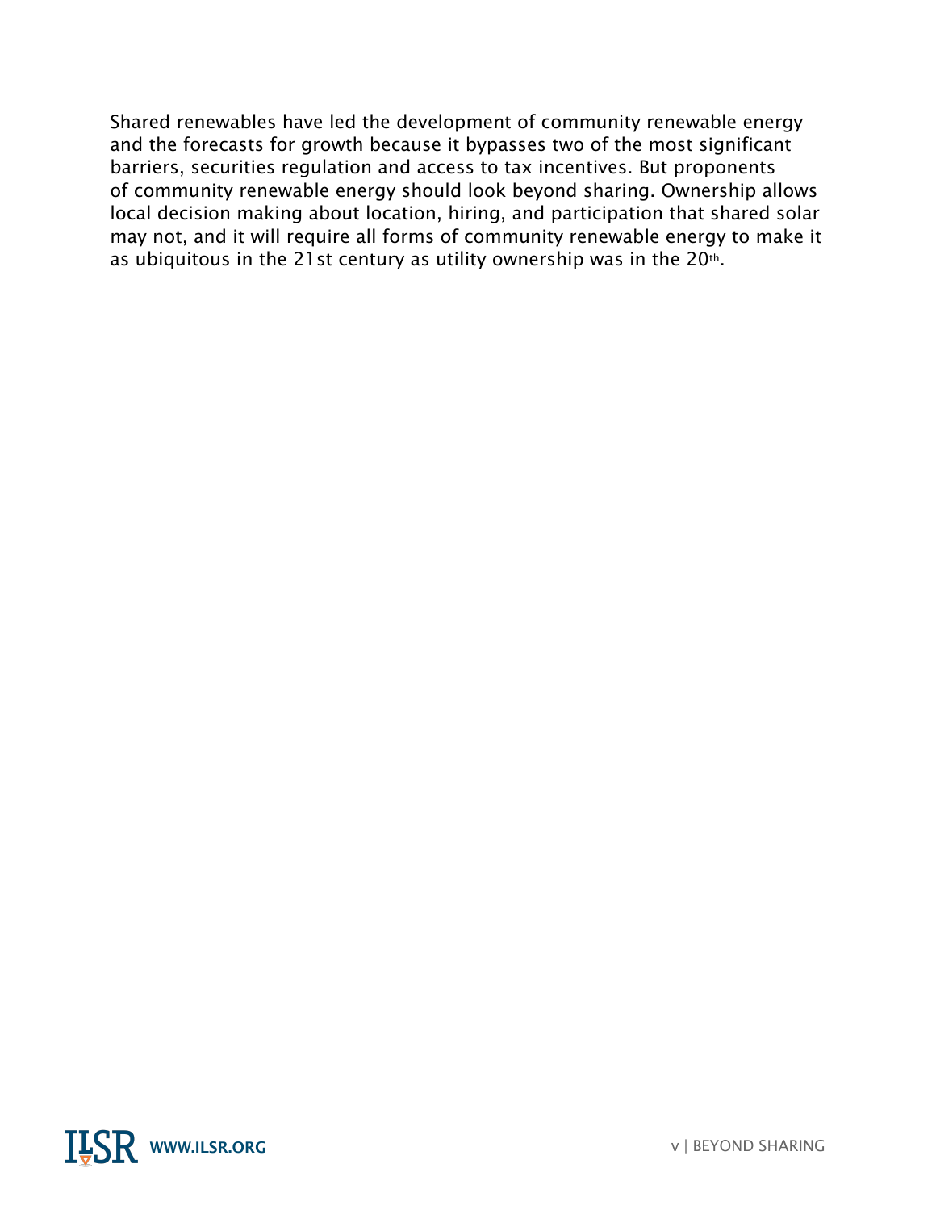Shared renewables have led the development of community renewable energy and the forecasts for growth because it bypasses two of the most significant barriers, securities regulation and access to tax incentives. But proponents of community renewable energy should look beyond sharing. Ownership allows local decision making about location, hiring, and participation that shared solar may not, and it will require all forms of community renewable energy to make it as ubiquitous in the 21st century as utility ownership was in the 20th.